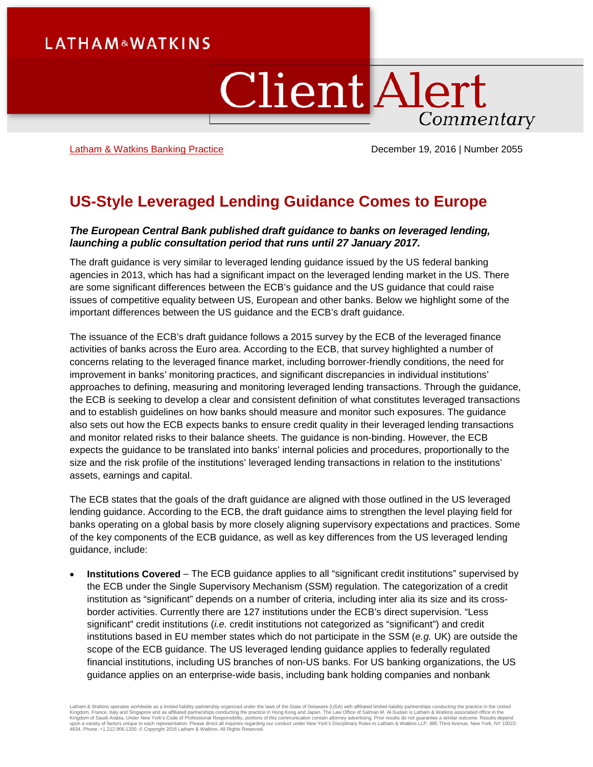Latham & Watkins Banking Practice

December 19, 2016 | Number 2055

# US-Style Leveraged Lending Guidance Comes to Europe

***The European Central Bank published draft guidance to banks on leveraged lending, launching a public consultation period that runs until 27 January 2017.***

The draft guidance is very similar to leveraged lending guidance issued by the US federal banking agencies in 2013, which has had a significant impact on the leveraged lending market in the US. There are some significant differences between the ECB's guidance and the US guidance that could raise issues of competitive equality between US, European and other banks. Below we highlight some of the important differences between the US guidance and the ECB's draft guidance.

The issuance of the ECB's draft guidance follows a 2015 survey by the ECB of the leveraged finance activities of banks across the Euro area. According to the ECB, that survey highlighted a number of concerns relating to the leveraged finance market, including borrower-friendly conditions, the need for improvement in banks' monitoring practices, and significant discrepancies in individual institutions' approaches to defining, measuring and monitoring leveraged lending transactions. Through the guidance, the ECB is seeking to develop a clear and consistent definition of what constitutes leveraged transactions and to establish guidelines on how banks should measure and monitor such exposures. The guidance also sets out how the ECB expects banks to ensure credit quality in their leveraged lending transactions and monitor related risks to their balance sheets. The guidance is non-binding. However, the ECB expects the guidance to be translated into banks' internal policies and procedures, proportionally to the size and the risk profile of the institutions' leveraged lending transactions in relation to the institutions' assets, earnings and capital.

The ECB states that the goals of the draft guidance are aligned with those outlined in the US leveraged lending guidance. According to the ECB, the draft guidance aims to strengthen the level playing field for banks operating on a global basis by more closely aligning supervisory expectations and practices. Some of the key components of the ECB guidance, as well as key differences from the US leveraged lending guidance, include:

- **Institutions Covered** – The ECB guidance applies to all "significant credit institutions" supervised by the ECB under the Single Supervisory Mechanism (SSM) regulation. The categorization of a credit institution as "significant" depends on a number of criteria, including inter alia its size and its cross-border activities. Currently there are 127 institutions under the ECB's direct supervision. "Less significant" credit institutions (*i.e.* credit institutions not categorized as "significant") and credit institutions based in EU member states which do not participate in the SSM (*e.g.* UK) are outside the scope of the ECB guidance. The US leveraged lending guidance applies to federally regulated financial institutions, including US branches of non-US banks. For US banking organizations, the US guidance applies on an enterprise-wide basis, including bank holding companies and nonbank

Latham & Watkins operates worldwide as a limited liability partnership organized under the laws of the State of Delaware (USA) with affiliated limited liability partnerships conducting the practice in the United Kingdom, France, Italy and Singapore and as affiliated partnerships conducting the practice in Hong Kong and Japan. The Law Office of Salman M. Al-Sudairi is Latham & Watkins associated office in the Kingdom of Saudi Arabia. Under New York's Code of Professional Responsibility, portions of this communication contain attorney advertising. Prior results do not guarantee a similar outcome. Results depend upon a variety of factors unique to each representation. Please direct all inquiries regarding our conduct under New York's Disciplinary Rules to Latham & Watkins LLP, 885 Third Avenue, New York, NY 10022-4834, Phone: +1.212.906.1200. © Copyright 2016 Latham & Watkins. All Rights Reserved.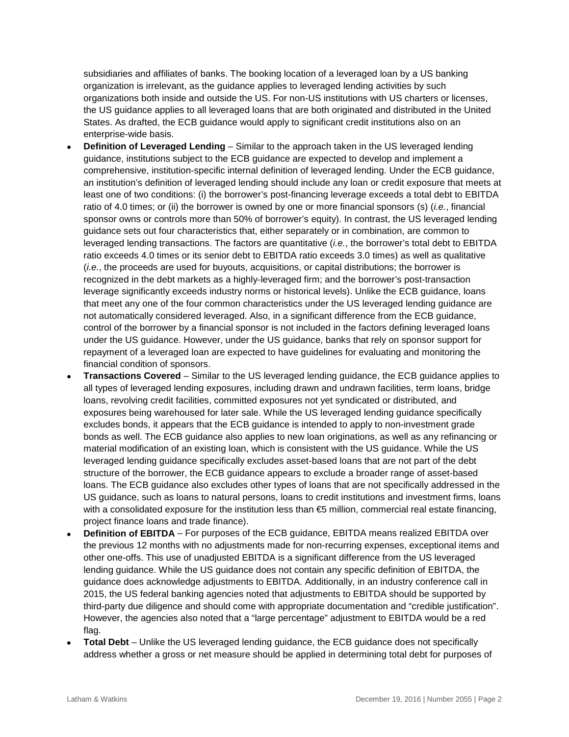subsidiaries and affiliates of banks. The booking location of a leveraged loan by a US banking organization is irrelevant, as the guidance applies to leveraged lending activities by such organizations both inside and outside the US. For non-US institutions with US charters or licenses, the US guidance applies to all leveraged loans that are both originated and distributed in the United States. As drafted, the ECB guidance would apply to significant credit institutions also on an enterprise-wide basis.

- **Definition of Leveraged Lending** – Similar to the approach taken in the US leveraged lending guidance, institutions subject to the ECB guidance are expected to develop and implement a comprehensive, institution-specific internal definition of leveraged lending. Under the ECB guidance, an institution's definition of leveraged lending should include any loan or credit exposure that meets at least one of two conditions: (i) the borrower's post-financing leverage exceeds a total debt to EBITDA ratio of 4.0 times; or (ii) the borrower is owned by one or more financial sponsors (s) (*i.e.*, financial sponsor owns or controls more than 50% of borrower's equity). In contrast, the US leveraged lending guidance sets out four characteristics that, either separately or in combination, are common to leveraged lending transactions. The factors are quantitative (*i.e.*, the borrower's total debt to EBITDA ratio exceeds 4.0 times or its senior debt to EBITDA ratio exceeds 3.0 times) as well as qualitative (*i.e.*, the proceeds are used for buyouts, acquisitions, or capital distributions; the borrower is recognized in the debt markets as a highly-leveraged firm; and the borrower's post-transaction leverage significantly exceeds industry norms or historical levels). Unlike the ECB guidance, loans that meet any one of the four common characteristics under the US leveraged lending guidance are not automatically considered leveraged. Also, in a significant difference from the ECB guidance, control of the borrower by a financial sponsor is not included in the factors defining leveraged loans under the US guidance. However, under the US guidance, banks that rely on sponsor support for repayment of a leveraged loan are expected to have guidelines for evaluating and monitoring the financial condition of sponsors.
- **Transactions Covered** – Similar to the US leveraged lending guidance, the ECB guidance applies to all types of leveraged lending exposures, including drawn and undrawn facilities, term loans, bridge loans, revolving credit facilities, committed exposures not yet syndicated or distributed, and exposures being warehoused for later sale. While the US leveraged lending guidance specifically excludes bonds, it appears that the ECB guidance is intended to apply to non-investment grade bonds as well. The ECB guidance also applies to new loan originations, as well as any refinancing or material modification of an existing loan, which is consistent with the US guidance. While the US leveraged lending guidance specifically excludes asset-based loans that are not part of the debt structure of the borrower, the ECB guidance appears to exclude a broader range of asset-based loans. The ECB guidance also excludes other types of loans that are not specifically addressed in the US guidance, such as loans to natural persons, loans to credit institutions and investment firms, loans with a consolidated exposure for the institution less than €5 million, commercial real estate financing, project finance loans and trade finance).
- **Definition of EBITDA** – For purposes of the ECB guidance, EBITDA means realized EBITDA over the previous 12 months with no adjustments made for non-recurring expenses, exceptional items and other one-offs. This use of unadjusted EBITDA is a significant difference from the US leveraged lending guidance. While the US guidance does not contain any specific definition of EBITDA, the guidance does acknowledge adjustments to EBITDA. Additionally, in an industry conference call in 2015, the US federal banking agencies noted that adjustments to EBITDA should be supported by third-party due diligence and should come with appropriate documentation and "credible justification". However, the agencies also noted that a "large percentage" adjustment to EBITDA would be a red flag.
- **Total Debt** – Unlike the US leveraged lending guidance, the ECB guidance does not specifically address whether a gross or net measure should be applied in determining total debt for purposes of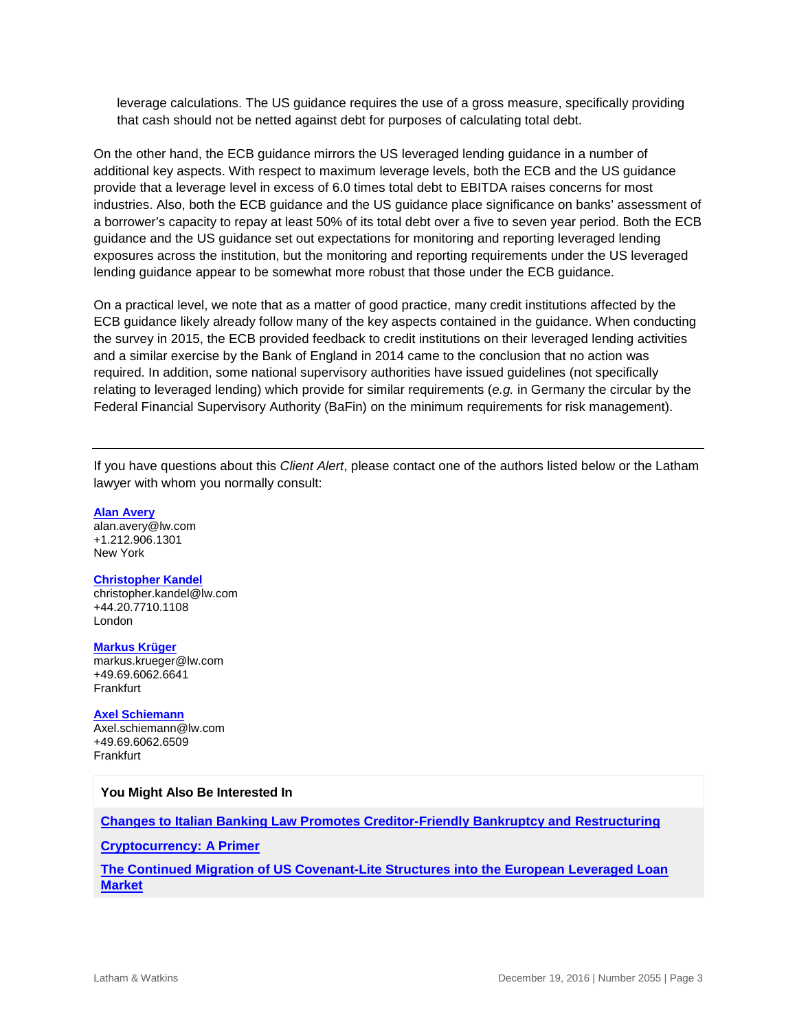leverage calculations. The US guidance requires the use of a gross measure, specifically providing that cash should not be netted against debt for purposes of calculating total debt.

On the other hand, the ECB guidance mirrors the US leveraged lending guidance in a number of additional key aspects. With respect to maximum leverage levels, both the ECB and the US guidance provide that a leverage level in excess of 6.0 times total debt to EBITDA raises concerns for most industries. Also, both the ECB guidance and the US guidance place significance on banks' assessment of a borrower's capacity to repay at least 50% of its total debt over a five to seven year period. Both the ECB guidance and the US guidance set out expectations for monitoring and reporting leveraged lending exposures across the institution, but the monitoring and reporting requirements under the US leveraged lending guidance appear to be somewhat more robust that those under the ECB guidance.

On a practical level, we note that as a matter of good practice, many credit institutions affected by the ECB guidance likely already follow many of the key aspects contained in the guidance. When conducting the survey in 2015, the ECB provided feedback to credit institutions on their leveraged lending activities and a similar exercise by the Bank of England in 2014 came to the conclusion that no action was required. In addition, some national supervisory authorities have issued guidelines (not specifically relating to leveraged lending) which provide for similar requirements (*e.g.* in Germany the circular by the Federal Financial Supervisory Authority (BaFin) on the minimum requirements for risk management).

---

If you have questions about this *Client Alert*, please contact one of the authors listed below or the Latham lawyer with whom you normally consult:

**Alan Avery**
alan.avery@lw.com
+1.212.906.1301
New York

**Christopher Kandel**
christopher.kandel@lw.com
+44.20.7710.1108
London

**Markus Krüger**
markus.krueger@lw.com
+49.69.6062.6641
Frankfurt

**Axel Schiemann**
Axel.schiemann@lw.com
+49.69.6062.6509
Frankfurt

**You Might Also Be Interested In**

**Changes to Italian Banking Law Promotes Creditor-Friendly Bankruptcy and Restructuring**

**Cryptocurrency: A Primer**

**The Continued Migration of US Covenant-Lite Structures into the European Leveraged Loan Market**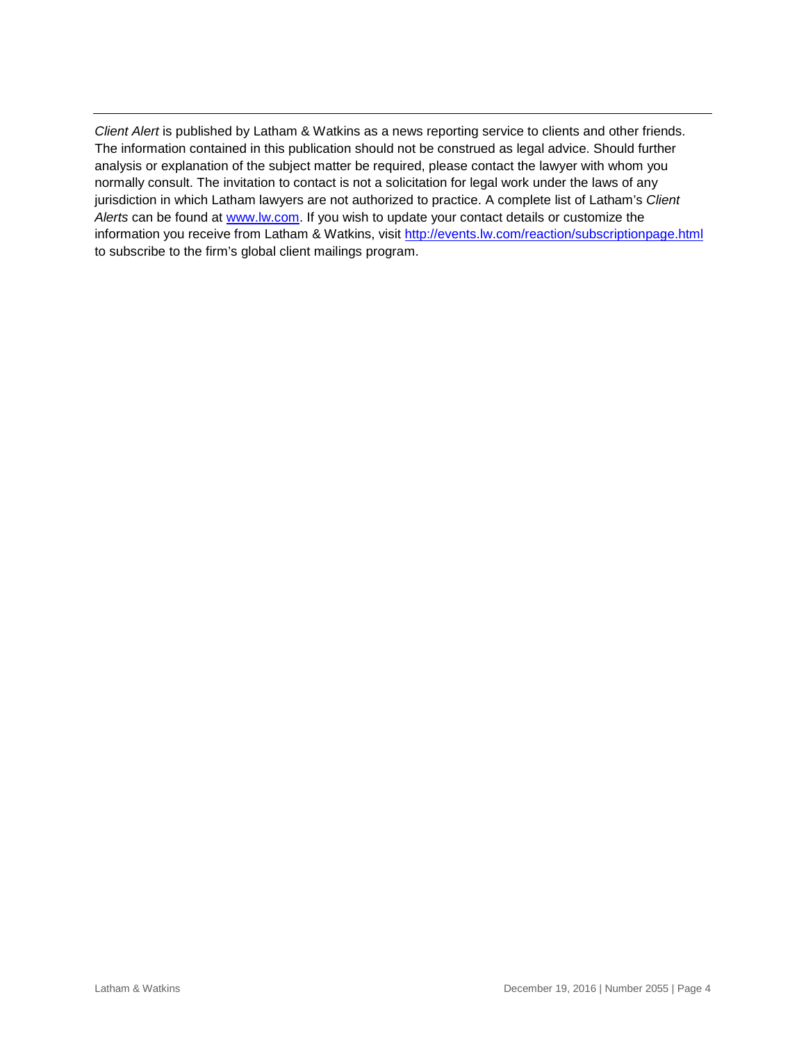*Client Alert* is published by Latham & Watkins as a news reporting service to clients and other friends. The information contained in this publication should not be construed as legal advice. Should further analysis or explanation of the subject matter be required, please contact the lawyer with whom you normally consult. The invitation to contact is not a solicitation for legal work under the laws of any jurisdiction in which Latham lawyers are not authorized to practice. A complete list of Latham's *Client Alerts* can be found at [www.lw.com](http://www.lw.com). If you wish to update your contact details or customize the information you receive from Latham & Watkins, visit [http://events.lw.com/reaction/subscriptionpage.html](http://events.lw.com/reaction/subscriptionpage.html) to subscribe to the firm's global client mailings program.